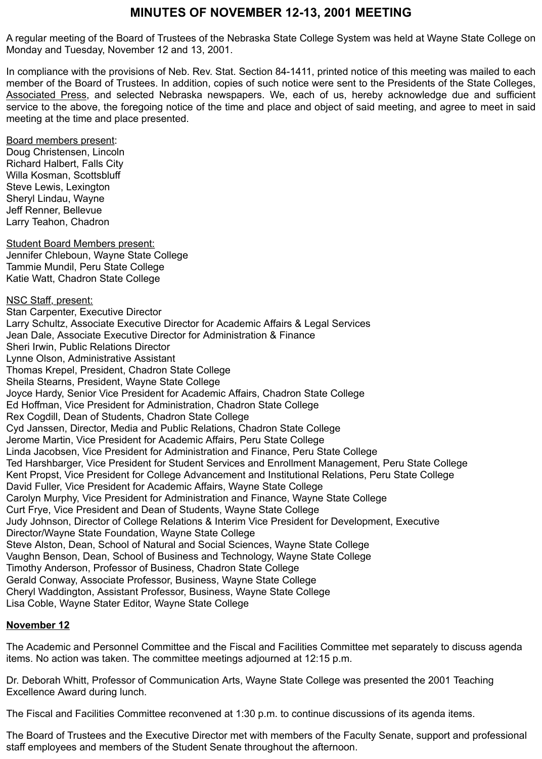# MINUTES OF NOVEMBER 12-13, 2001 MEETING

A regular meeting of the Board of Trustees of the Nebraska State College System was held at Wayne State College on Monday and Tuesday, November 12 and 13, 2001.

In compliance with the provisions of Neb. Rev. Stat. Section 84-1411, printed notice of this meeting was mailed to each member of the Board of Trustees. In addition, copies of such notice were sent to the Presidents of the State Colleges, Associated Press, and selected Nebraska newspapers. We, each of us, hereby acknowledge due and sufficient service to the above, the foregoing notice of the time and place and object of said meeting, and agree to meet in said meeting at the time and place presented.

Board members present:
Doug Christensen, Lincoln
Richard Halbert, Falls City
Willa Kosman, Scottsbluff
Steve Lewis, Lexington
Sheryl Lindau, Wayne
Jeff Renner, Bellevue
Larry Teahon, Chadron

Student Board Members present:
Jennifer Chleboun, Wayne State College
Tammie Mundil, Peru State College
Katie Watt, Chadron State College

NSC Staff, present:
Stan Carpenter, Executive Director
Larry Schultz, Associate Executive Director for Academic Affairs & Legal Services
Jean Dale, Associate Executive Director for Administration & Finance
Sheri Irwin, Public Relations Director
Lynne Olson, Administrative Assistant
Thomas Krepel, President, Chadron State College
Sheila Stearns, President, Wayne State College
Joyce Hardy, Senior Vice President for Academic Affairs, Chadron State College
Ed Hoffman, Vice President for Administration, Chadron State College
Rex Cogdill, Dean of Students, Chadron State College
Cyd Janssen, Director, Media and Public Relations, Chadron State College
Jerome Martin, Vice President for Academic Affairs, Peru State College
Linda Jacobsen, Vice President for Administration and Finance, Peru State College
Ted Harshbarger, Vice President for Student Services and Enrollment Management, Peru State College
Kent Propst, Vice President for College Advancement and Institutional Relations, Peru State College
David Fuller, Vice President for Academic Affairs, Wayne State College
Carolyn Murphy, Vice President for Administration and Finance, Wayne State College
Curt Frye, Vice President and Dean of Students, Wayne State College
Judy Johnson, Director of College Relations & Interim Vice President for Development, Executive Director/Wayne State Foundation, Wayne State College
Steve Alston, Dean, School of Natural and Social Sciences, Wayne State College
Vaughn Benson, Dean, School of Business and Technology, Wayne State College
Timothy Anderson, Professor of Business, Chadron State College
Gerald Conway, Associate Professor, Business, Wayne State College
Cheryl Waddington, Assistant Professor, Business, Wayne State College
Lisa Coble, Wayne Stater Editor, Wayne State College

## November 12

The Academic and Personnel Committee and the Fiscal and Facilities Committee met separately to discuss agenda items. No action was taken. The committee meetings adjourned at 12:15 p.m.

Dr. Deborah Whitt, Professor of Communication Arts, Wayne State College was presented the 2001 Teaching Excellence Award during lunch.

The Fiscal and Facilities Committee reconvened at 1:30 p.m. to continue discussions of its agenda items.

The Board of Trustees and the Executive Director met with members of the Faculty Senate, support and professional staff employees and members of the Student Senate throughout the afternoon.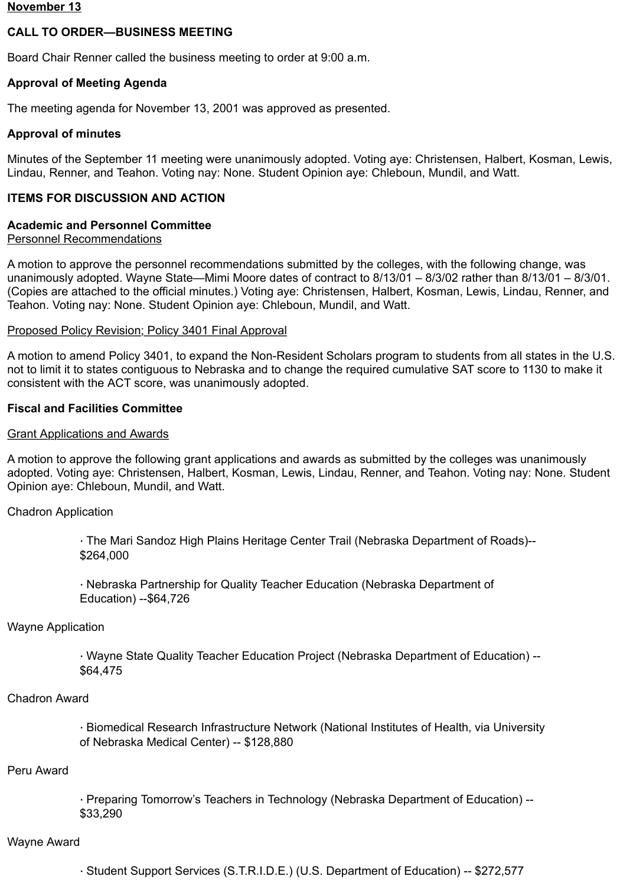**November 13**

**CALL TO ORDER—BUSINESS MEETING**

Board Chair Renner called the business meeting to order at 9:00 a.m.

**Approval of Meeting Agenda**

The meeting agenda for November 13, 2001 was approved as presented.

**Approval of minutes**

Minutes of the September 11 meeting were unanimously adopted. Voting aye: Christensen, Halbert, Kosman, Lewis, Lindau, Renner, and Teahon. Voting nay: None. Student Opinion aye: Chleboun, Mundil, and Watt.

**ITEMS FOR DISCUSSION AND ACTION**

**Academic and Personnel Committee**
Personnel Recommendations

A motion to approve the personnel recommendations submitted by the colleges, with the following change, was unanimously adopted. Wayne State—Mimi Moore dates of contract to 8/13/01 – 8/3/02 rather than 8/13/01 – 8/3/01. (Copies are attached to the official minutes.) Voting aye: Christensen, Halbert, Kosman, Lewis, Lindau, Renner, and Teahon. Voting nay: None. Student Opinion aye: Chleboun, Mundil, and Watt.

Proposed Policy Revision; Policy 3401 Final Approval

A motion to amend Policy 3401, to expand the Non-Resident Scholars program to students from all states in the U.S. not to limit it to states contiguous to Nebraska and to change the required cumulative SAT score to 1130 to make it consistent with the ACT score, was unanimously adopted.

**Fiscal and Facilities Committee**

Grant Applications and Awards

A motion to approve the following grant applications and awards as submitted by the colleges was unanimously adopted. Voting aye: Christensen, Halbert, Kosman, Lewis, Lindau, Renner, and Teahon. Voting nay: None. Student Opinion aye: Chleboun, Mundil, and Watt.

Chadron Application

- The Mari Sandoz High Plains Heritage Center Trail (Nebraska Department of Roads)--$264,000
- Nebraska Partnership for Quality Teacher Education (Nebraska Department of Education) --$64,726

Wayne Application

- Wayne State Quality Teacher Education Project (Nebraska Department of Education) --$64,475

Chadron Award

- Biomedical Research Infrastructure Network (National Institutes of Health, via University of Nebraska Medical Center) -- $128,880

Peru Award

- Preparing Tomorrow's Teachers in Technology (Nebraska Department of Education) --$33,290

Wayne Award

- Student Support Services (S.T.R.I.D.E.) (U.S. Department of Education) -- $272,577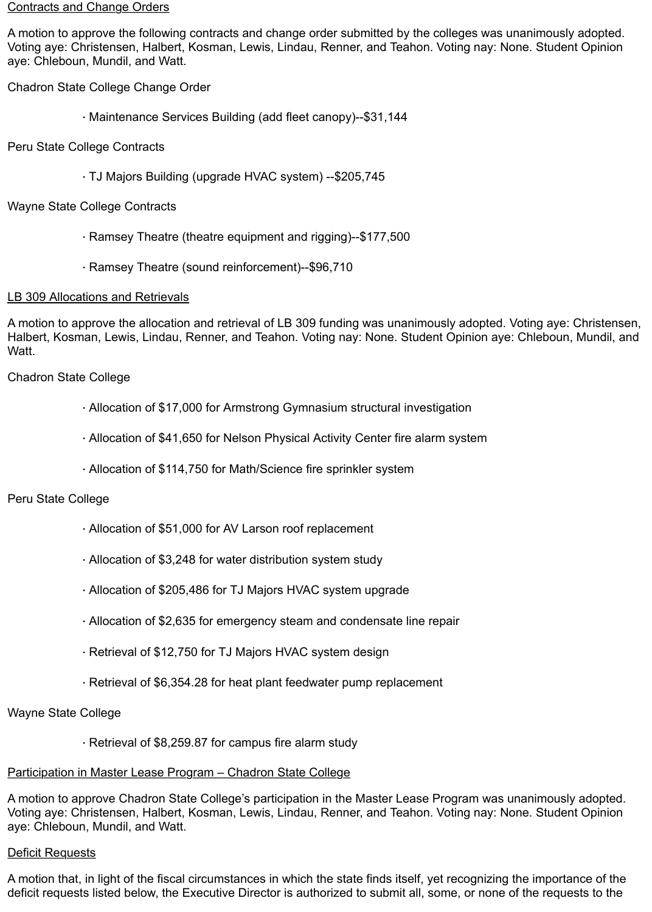<u>Contracts and Change Orders</u>

A motion to approve the following contracts and change order submitted by the colleges was unanimously adopted. Voting aye: Christensen, Halbert, Kosman, Lewis, Lindau, Renner, and Teahon. Voting nay: None. Student Opinion aye: Chleboun, Mundil, and Watt.

Chadron State College Change Order

- Maintenance Services Building (add fleet canopy)--$31,144

Peru State College Contracts

- TJ Majors Building (upgrade HVAC system) --$205,745

Wayne State College Contracts

- Ramsey Theatre (theatre equipment and rigging)--$177,500
- Ramsey Theatre (sound reinforcement)--$96,710

<u>LB 309 Allocations and Retrievals</u>

A motion to approve the allocation and retrieval of LB 309 funding was unanimously adopted. Voting aye: Christensen, Halbert, Kosman, Lewis, Lindau, Renner, and Teahon. Voting nay: None. Student Opinion aye: Chleboun, Mundil, and Watt.

Chadron State College

- Allocation of $17,000 for Armstrong Gymnasium structural investigation
- Allocation of $41,650 for Nelson Physical Activity Center fire alarm system
- Allocation of $114,750 for Math/Science fire sprinkler system

Peru State College

- Allocation of $51,000 for AV Larson roof replacement
- Allocation of $3,248 for water distribution system study
- Allocation of $205,486 for TJ Majors HVAC system upgrade
- Allocation of $2,635 for emergency steam and condensate line repair
- Retrieval of $12,750 for TJ Majors HVAC system design
- Retrieval of $6,354.28 for heat plant feedwater pump replacement

Wayne State College

- Retrieval of $8,259.87 for campus fire alarm study

<u>Participation in Master Lease Program – Chadron State College</u>

A motion to approve Chadron State College's participation in the Master Lease Program was unanimously adopted. Voting aye: Christensen, Halbert, Kosman, Lewis, Lindau, Renner, and Teahon. Voting nay: None. Student Opinion aye: Chleboun, Mundil, and Watt.

<u>Deficit Requests</u>

A motion that, in light of the fiscal circumstances in which the state finds itself, yet recognizing the importance of the deficit requests listed below, the Executive Director is authorized to submit all, some, or none of the requests to the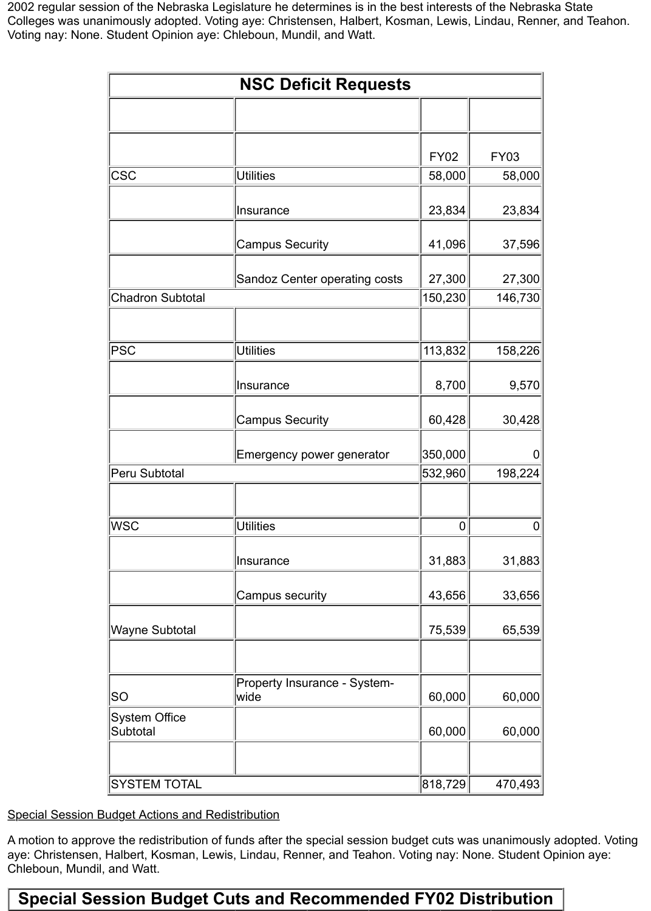2002 regular session of the Nebraska Legislature he determines is in the best interests of the Nebraska State Colleges was unanimously adopted. Voting aye: Christensen, Halbert, Kosman, Lewis, Lindau, Renner, and Teahon. Voting nay: None. Student Opinion aye: Chleboun, Mundil, and Watt.

| NSC Deficit Requests | | | |
|---|---|---|---|
| | | | |
| | | FY02 | FY03 |
| CSC | Utilities | 58,000 | 58,000 |
| | Insurance | 23,834 | 23,834 |
| | Campus Security | 41,096 | 37,596 |
| | Sandoz Center operating costs | 27,300 | 27,300 |
| Chadron Subtotal | | 150,230 | 146,730 |
| | | | |
| PSC | Utilities | 113,832 | 158,226 |
| | Insurance | 8,700 | 9,570 |
| | Campus Security | 60,428 | 30,428 |
| | Emergency power generator | 350,000 | 0 |
| Peru Subtotal | | 532,960 | 198,224 |
| | | | |
| WSC | Utilities | 0 | 0 |
| | Insurance | 31,883 | 31,883 |
| | Campus security | 43,656 | 33,656 |
| Wayne Subtotal | | 75,539 | 65,539 |
| | | | |
| SO | Property Insurance - System-wide | 60,000 | 60,000 |
| System Office Subtotal | | 60,000 | 60,000 |
| | | | |
| SYSTEM TOTAL | | 818,729 | 470,493 |

Special Session Budget Actions and Redistribution

A motion to approve the redistribution of funds after the special session budget cuts was unanimously adopted. Voting aye: Christensen, Halbert, Kosman, Lewis, Lindau, Renner, and Teahon. Voting nay: None. Student Opinion aye: Chleboun, Mundil, and Watt.

**Special Session Budget Cuts and Recommended FY02 Distribution**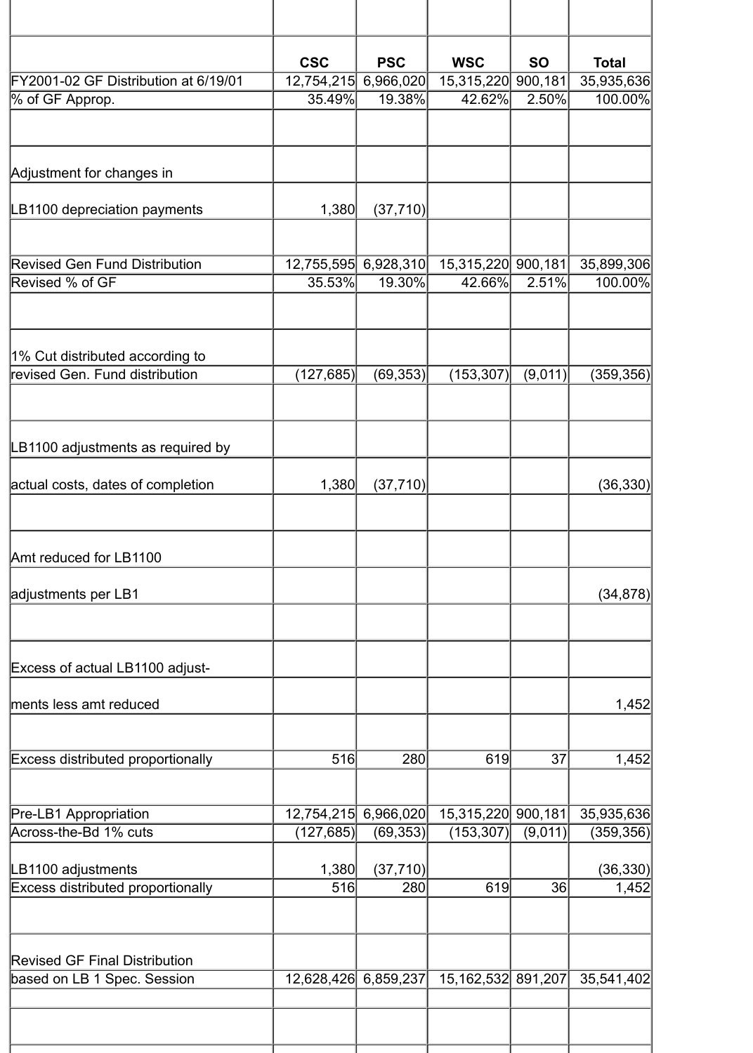| | CSC | PSC | WSC | SO | Total |
|---|---|---|---|---|---|
| FY2001-02 GF Distribution at 6/19/01 | 12,754,215 | 6,966,020 | 15,315,220 | 900,181 | 35,935,636 |
| % of GF Approp. | 35.49% | 19.38% | 42.62% | 2.50% | 100.00% |
| | | | | | |
| Adjustment for changes in | | | | | |
| LB1100 depreciation payments | 1,380 | (37,710) | | | |
| | | | | | |
| Revised Gen Fund Distribution | 12,755,595 | 6,928,310 | 15,315,220 | 900,181 | 35,899,306 |
| Revised % of GF | 35.53% | 19.30% | 42.66% | 2.51% | 100.00% |
| | | | | | |
| 1% Cut distributed according to revised Gen. Fund distribution | (127,685) | (69,353) | (153,307) | (9,011) | (359,356) |
| | | | | | |
| LB1100 adjustments as required by | | | | | |
| actual costs, dates of completion | 1,380 | (37,710) | | | (36,330) |
| | | | | | |
| Amt reduced for LB1100 | | | | | |
| adjustments per LB1 | | | | | (34,878) |
| | | | | | |
| Excess of actual LB1100 adjust- | | | | | |
| ments less amt reduced | | | | | 1,452 |
| | | | | | |
| Excess distributed proportionally | 516 | 280 | 619 | 37 | 1,452 |
| | | | | | |
| Pre-LB1 Appropriation | 12,754,215 | 6,966,020 | 15,315,220 | 900,181 | 35,935,636 |
| Across-the-Bd 1% cuts | (127,685) | (69,353) | (153,307) | (9,011) | (359,356) |
| LB1100 adjustments | 1,380 | (37,710) | | | (36,330) |
| Excess distributed proportionally | 516 | 280 | 619 | 36 | 1,452 |
| | | | | | |
| Revised GF Final Distribution based on LB 1 Spec. Session | 12,628,426 | 6,859,237 | 15,162,532 | 891,207 | 35,541,402 |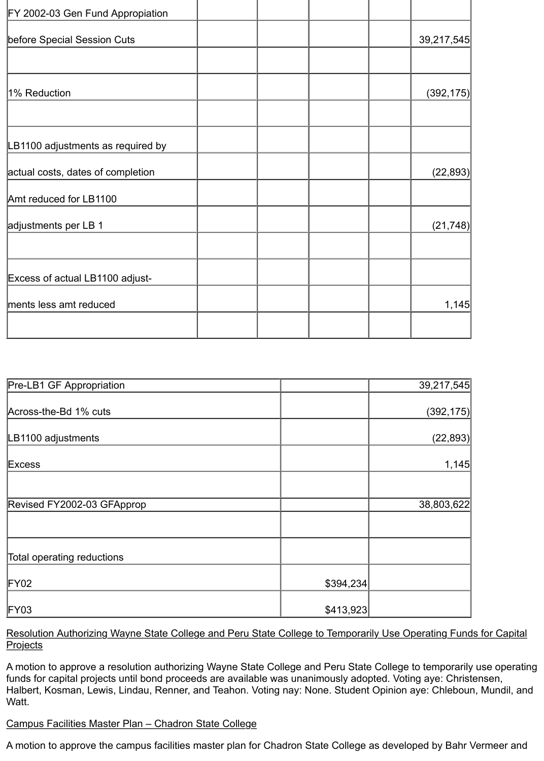| | | | | | |
|---|---|---|---|---|---|
| FY 2002-03 Gen Fund Appropiation | | | | | |
| before Special Session Cuts | | | | | 39,217,545 |
| | | | | | |
| 1% Reduction | | | | | (392,175) |
| | | | | | |
| LB1100 adjustments as required by | | | | | |
| actual costs, dates of completion | | | | | (22,893) |
| Amt reduced for LB1100 | | | | | |
| adjustments per LB 1 | | | | | (21,748) |
| | | | | | |
| Excess of actual LB1100 adjust- | | | | | |
| ments less amt reduced | | | | | 1,145 |
| | | | | | |

| | | |
|---|---|---|
| Pre-LB1 GF Appropriation | | 39,217,545 |
| Across-the-Bd 1% cuts | | (392,175) |
| LB1100 adjustments | | (22,893) |
| Excess | | 1,145 |
| | | |
| Revised FY2002-03 GFApprop | | 38,803,622 |
| | | |
| Total operating reductions | | |
| FY02 | $394,234 | |
| FY03 | $413,923 | |

Resolution Authorizing Wayne State College and Peru State College to Temporarily Use Operating Funds for Capital Projects

A motion to approve a resolution authorizing Wayne State College and Peru State College to temporarily use operating funds for capital projects until bond proceeds are available was unanimously adopted. Voting aye: Christensen, Halbert, Kosman, Lewis, Lindau, Renner, and Teahon. Voting nay: None. Student Opinion aye: Chleboun, Mundil, and Watt.

Campus Facilities Master Plan – Chadron State College

A motion to approve the campus facilities master plan for Chadron State College as developed by Bahr Vermeer and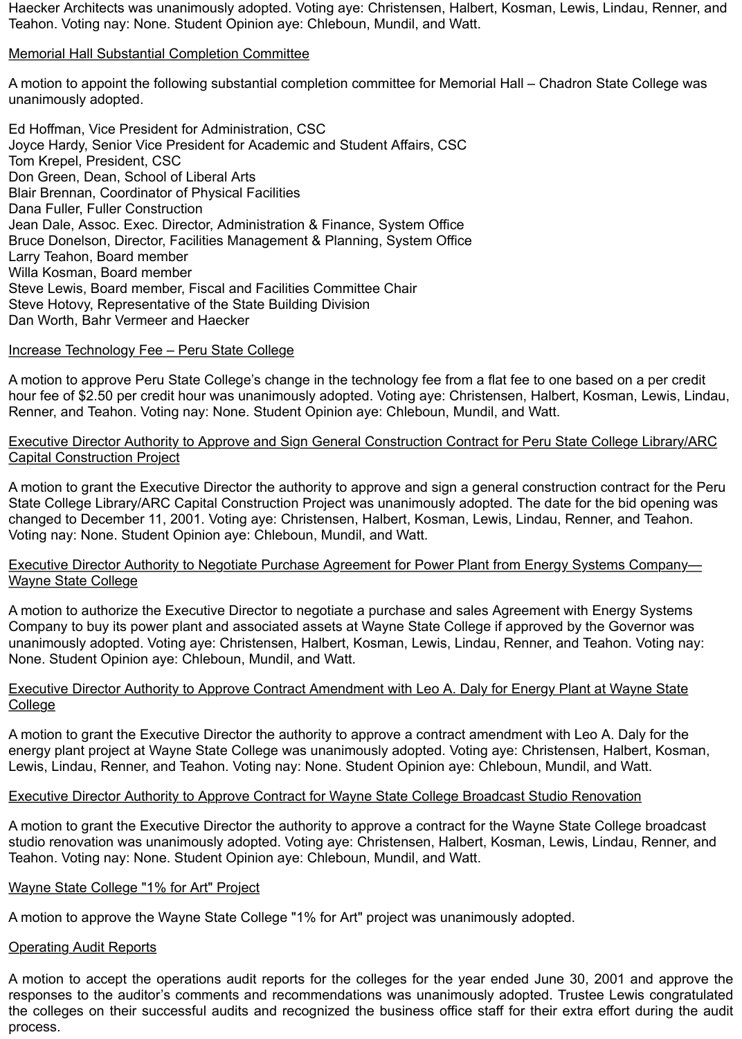Haecker Architects was unanimously adopted. Voting aye: Christensen, Halbert, Kosman, Lewis, Lindau, Renner, and Teahon. Voting nay: None. Student Opinion aye: Chleboun, Mundil, and Watt.

Memorial Hall Substantial Completion Committee

A motion to appoint the following substantial completion committee for Memorial Hall – Chadron State College was unanimously adopted.

Ed Hoffman, Vice President for Administration, CSC
Joyce Hardy, Senior Vice President for Academic and Student Affairs, CSC
Tom Krepel, President, CSC
Don Green, Dean, School of Liberal Arts
Blair Brennan, Coordinator of Physical Facilities
Dana Fuller, Fuller Construction
Jean Dale, Assoc. Exec. Director, Administration & Finance, System Office
Bruce Donelson, Director, Facilities Management & Planning, System Office
Larry Teahon, Board member
Willa Kosman, Board member
Steve Lewis, Board member, Fiscal and Facilities Committee Chair
Steve Hotovy, Representative of the State Building Division
Dan Worth, Bahr Vermeer and Haecker

Increase Technology Fee – Peru State College

A motion to approve Peru State College's change in the technology fee from a flat fee to one based on a per credit hour fee of $2.50 per credit hour was unanimously adopted. Voting aye: Christensen, Halbert, Kosman, Lewis, Lindau, Renner, and Teahon. Voting nay: None. Student Opinion aye: Chleboun, Mundil, and Watt.

Executive Director Authority to Approve and Sign General Construction Contract for Peru State College Library/ARC Capital Construction Project

A motion to grant the Executive Director the authority to approve and sign a general construction contract for the Peru State College Library/ARC Capital Construction Project was unanimously adopted. The date for the bid opening was changed to December 11, 2001. Voting aye: Christensen, Halbert, Kosman, Lewis, Lindau, Renner, and Teahon. Voting nay: None. Student Opinion aye: Chleboun, Mundil, and Watt.

Executive Director Authority to Negotiate Purchase Agreement for Power Plant from Energy Systems Company—Wayne State College

A motion to authorize the Executive Director to negotiate a purchase and sales Agreement with Energy Systems Company to buy its power plant and associated assets at Wayne State College if approved by the Governor was unanimously adopted. Voting aye: Christensen, Halbert, Kosman, Lewis, Lindau, Renner, and Teahon. Voting nay: None. Student Opinion aye: Chleboun, Mundil, and Watt.

Executive Director Authority to Approve Contract Amendment with Leo A. Daly for Energy Plant at Wayne State College

A motion to grant the Executive Director the authority to approve a contract amendment with Leo A. Daly for the energy plant project at Wayne State College was unanimously adopted. Voting aye: Christensen, Halbert, Kosman, Lewis, Lindau, Renner, and Teahon. Voting nay: None. Student Opinion aye: Chleboun, Mundil, and Watt.

Executive Director Authority to Approve Contract for Wayne State College Broadcast Studio Renovation

A motion to grant the Executive Director the authority to approve a contract for the Wayne State College broadcast studio renovation was unanimously adopted. Voting aye: Christensen, Halbert, Kosman, Lewis, Lindau, Renner, and Teahon. Voting nay: None. Student Opinion aye: Chleboun, Mundil, and Watt.

Wayne State College "1% for Art" Project

A motion to approve the Wayne State College "1% for Art" project was unanimously adopted.

Operating Audit Reports

A motion to accept the operations audit reports for the colleges for the year ended June 30, 2001 and approve the responses to the auditor's comments and recommendations was unanimously adopted. Trustee Lewis congratulated the colleges on their successful audits and recognized the business office staff for their extra effort during the audit process.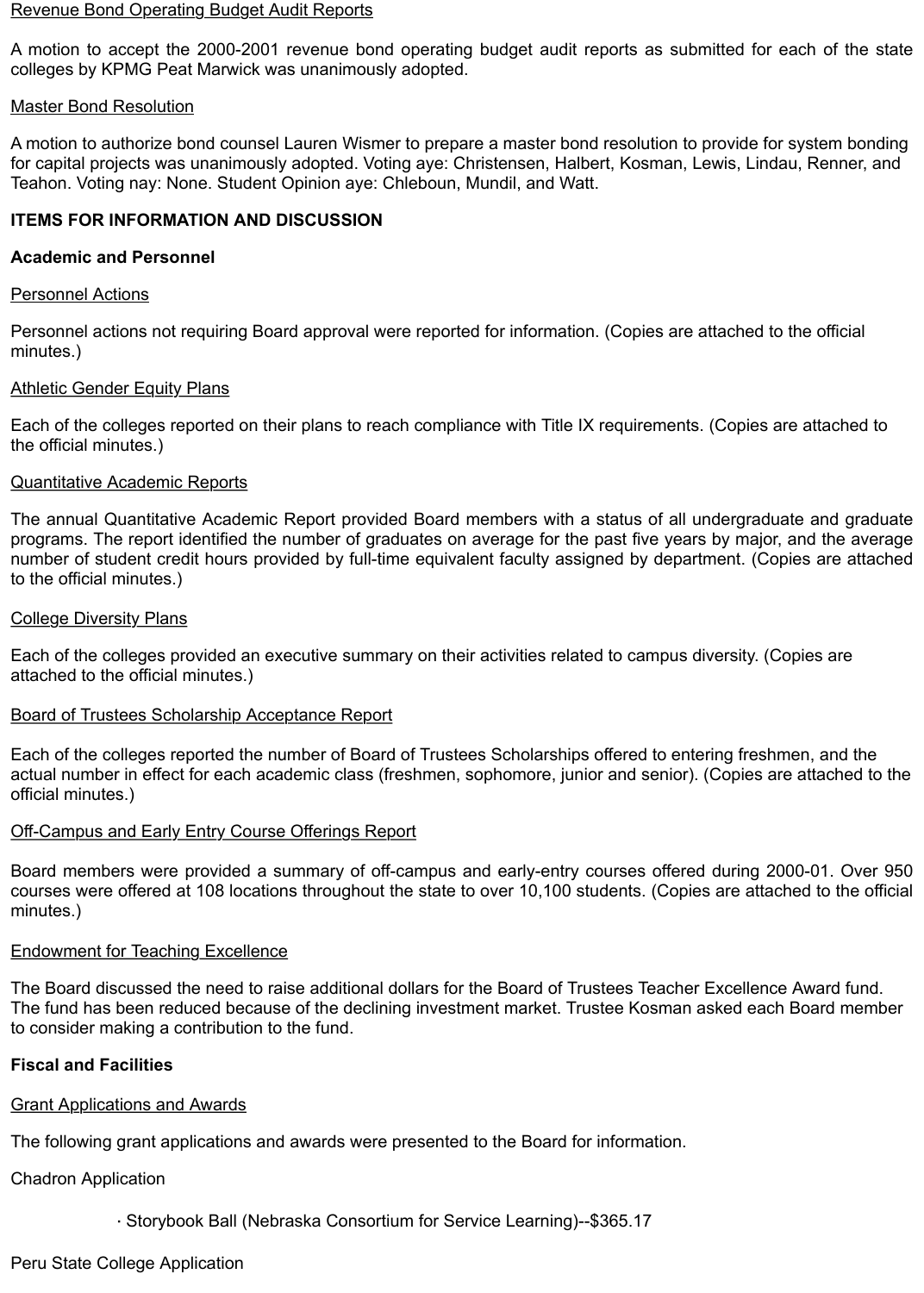Revenue Bond Operating Budget Audit Reports

A motion to accept the 2000-2001 revenue bond operating budget audit reports as submitted for each of the state colleges by KPMG Peat Marwick was unanimously adopted.

Master Bond Resolution

A motion to authorize bond counsel Lauren Wismer to prepare a master bond resolution to provide for system bonding for capital projects was unanimously adopted. Voting aye: Christensen, Halbert, Kosman, Lewis, Lindau, Renner, and Teahon. Voting nay: None. Student Opinion aye: Chleboun, Mundil, and Watt.

**ITEMS FOR INFORMATION AND DISCUSSION**

**Academic and Personnel**

Personnel Actions

Personnel actions not requiring Board approval were reported for information. (Copies are attached to the official minutes.)

Athletic Gender Equity Plans

Each of the colleges reported on their plans to reach compliance with Title IX requirements. (Copies are attached to the official minutes.)

Quantitative Academic Reports

The annual Quantitative Academic Report provided Board members with a status of all undergraduate and graduate programs. The report identified the number of graduates on average for the past five years by major, and the average number of student credit hours provided by full-time equivalent faculty assigned by department. (Copies are attached to the official minutes.)

College Diversity Plans

Each of the colleges provided an executive summary on their activities related to campus diversity. (Copies are attached to the official minutes.)

Board of Trustees Scholarship Acceptance Report

Each of the colleges reported the number of Board of Trustees Scholarships offered to entering freshmen, and the actual number in effect for each academic class (freshmen, sophomore, junior and senior). (Copies are attached to the official minutes.)

Off-Campus and Early Entry Course Offerings Report

Board members were provided a summary of off-campus and early-entry courses offered during 2000-01. Over 950 courses were offered at 108 locations throughout the state to over 10,100 students. (Copies are attached to the official minutes.)

Endowment for Teaching Excellence

The Board discussed the need to raise additional dollars for the Board of Trustees Teacher Excellence Award fund. The fund has been reduced because of the declining investment market. Trustee Kosman asked each Board member to consider making a contribution to the fund.

**Fiscal and Facilities**

Grant Applications and Awards

The following grant applications and awards were presented to the Board for information.

Chadron Application

- Storybook Ball (Nebraska Consortium for Service Learning)--$365.17

Peru State College Application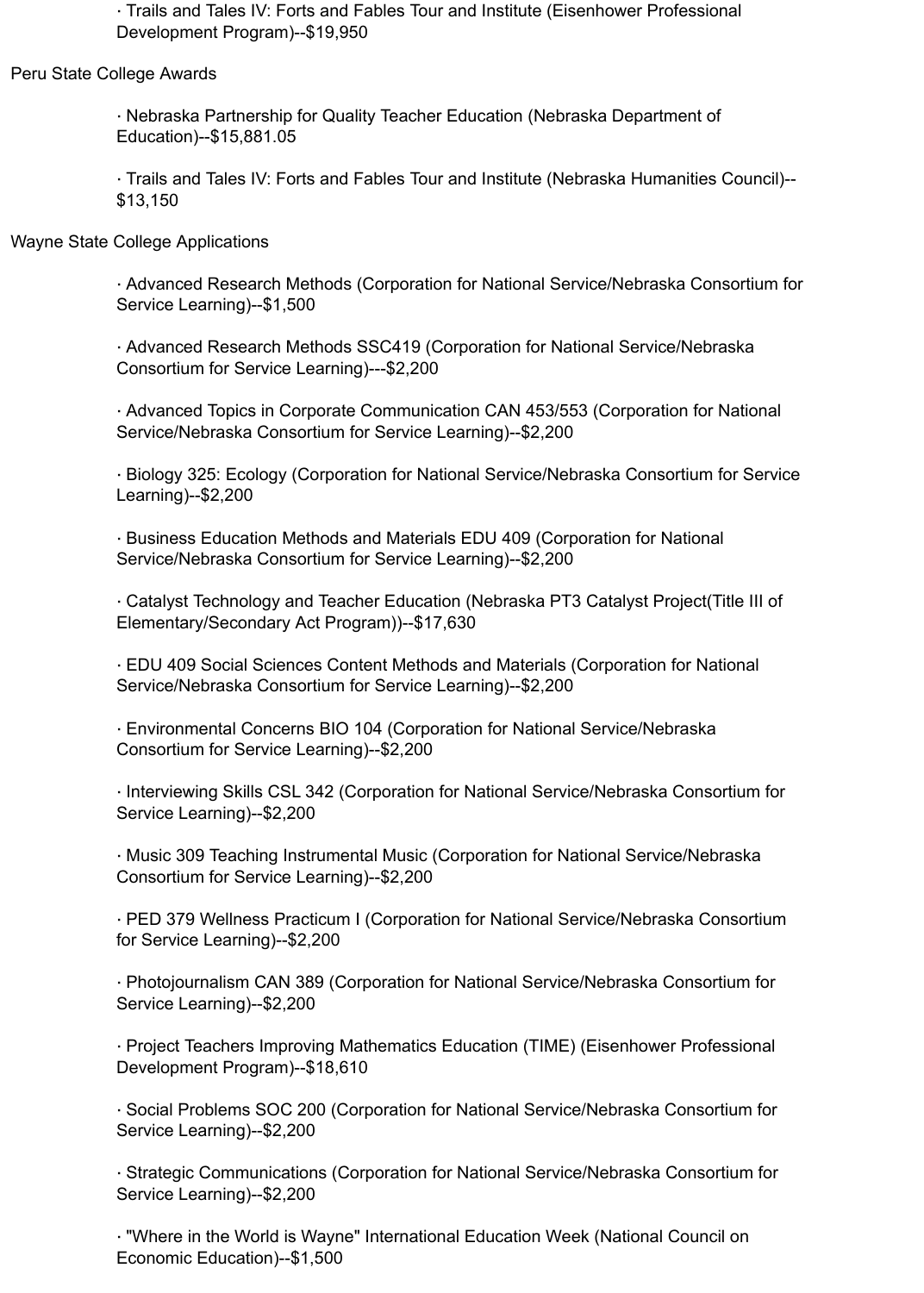- Trails and Tales IV: Forts and Fables Tour and Institute (Eisenhower Professional Development Program)--$19,950

Peru State College Awards

- Nebraska Partnership for Quality Teacher Education (Nebraska Department of Education)--$15,881.05
- Trails and Tales IV: Forts and Fables Tour and Institute (Nebraska Humanities Council)--$13,150

Wayne State College Applications

- Advanced Research Methods (Corporation for National Service/Nebraska Consortium for Service Learning)--$1,500
- Advanced Research Methods SSC419 (Corporation for National Service/Nebraska Consortium for Service Learning)---$2,200
- Advanced Topics in Corporate Communication CAN 453/553 (Corporation for National Service/Nebraska Consortium for Service Learning)--$2,200
- Biology 325: Ecology (Corporation for National Service/Nebraska Consortium for Service Learning)--$2,200
- Business Education Methods and Materials EDU 409 (Corporation for National Service/Nebraska Consortium for Service Learning)--$2,200
- Catalyst Technology and Teacher Education (Nebraska PT3 Catalyst Project(Title III of Elementary/Secondary Act Program))--$17,630
- EDU 409 Social Sciences Content Methods and Materials (Corporation for National Service/Nebraska Consortium for Service Learning)--$2,200
- Environmental Concerns BIO 104 (Corporation for National Service/Nebraska Consortium for Service Learning)--$2,200
- Interviewing Skills CSL 342 (Corporation for National Service/Nebraska Consortium for Service Learning)--$2,200
- Music 309 Teaching Instrumental Music (Corporation for National Service/Nebraska Consortium for Service Learning)--$2,200
- PED 379 Wellness Practicum I (Corporation for National Service/Nebraska Consortium for Service Learning)--$2,200
- Photojournalism CAN 389 (Corporation for National Service/Nebraska Consortium for Service Learning)--$2,200
- Project Teachers Improving Mathematics Education (TIME) (Eisenhower Professional Development Program)--$18,610
- Social Problems SOC 200 (Corporation for National Service/Nebraska Consortium for Service Learning)--$2,200
- Strategic Communications (Corporation for National Service/Nebraska Consortium for Service Learning)--$2,200
- "Where in the World is Wayne" International Education Week (National Council on Economic Education)--$1,500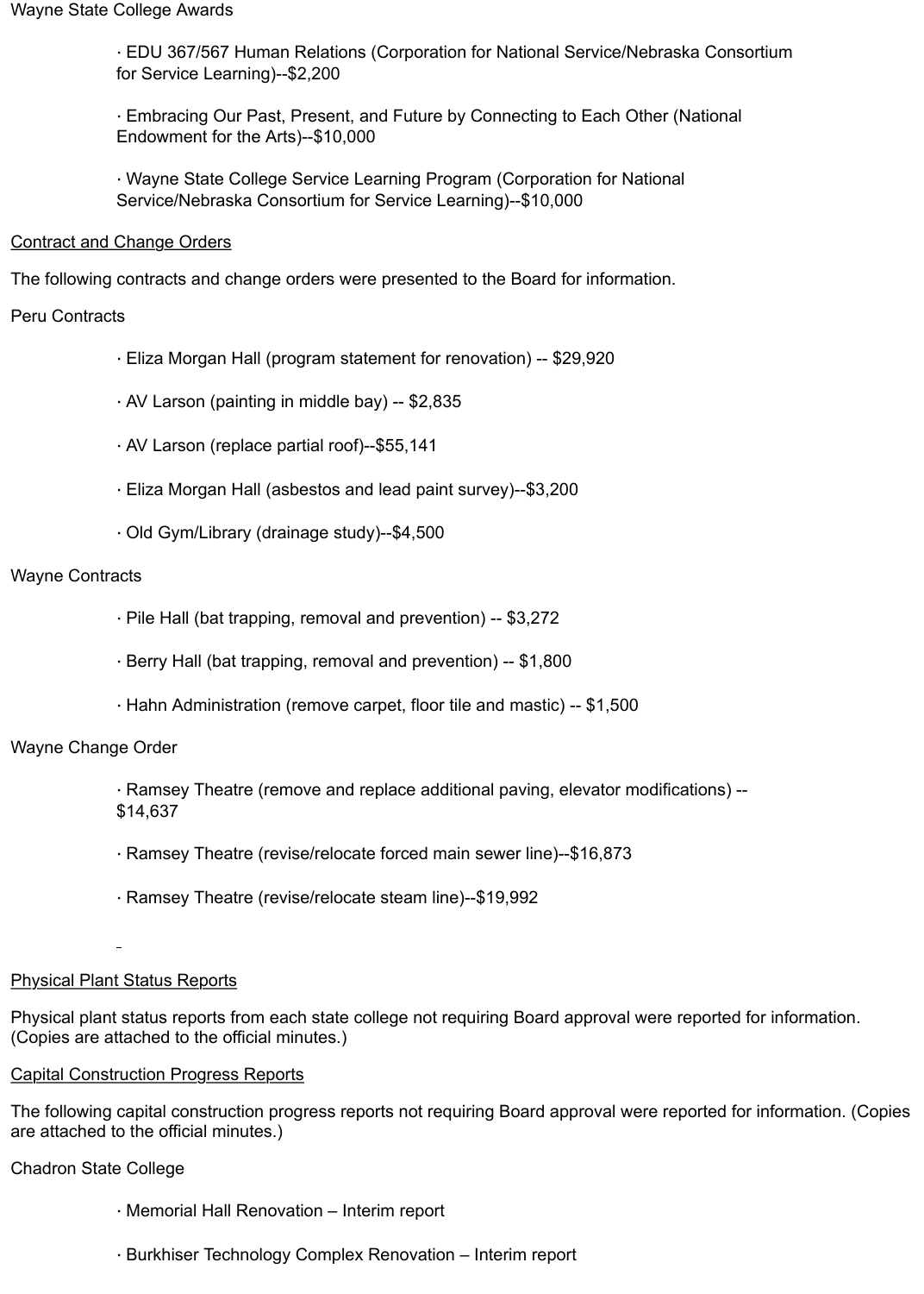Wayne State College Awards

- EDU 367/567 Human Relations (Corporation for National Service/Nebraska Consortium for Service Learning)--$2,200

- Embracing Our Past, Present, and Future by Connecting to Each Other (National Endowment for the Arts)--$10,000

- Wayne State College Service Learning Program (Corporation for National Service/Nebraska Consortium for Service Learning)--$10,000

<u>Contract and Change Orders</u>

The following contracts and change orders were presented to the Board for information.

Peru Contracts

- Eliza Morgan Hall (program statement for renovation) -- $29,920

- AV Larson (painting in middle bay) -- $2,835

- AV Larson (replace partial roof)--$55,141

- Eliza Morgan Hall (asbestos and lead paint survey)--$3,200

- Old Gym/Library (drainage study)--$4,500

Wayne Contracts

- Pile Hall (bat trapping, removal and prevention) -- $3,272

- Berry Hall (bat trapping, removal and prevention) -- $1,800

- Hahn Administration (remove carpet, floor tile and mastic) -- $1,500

Wayne Change Order

- Ramsey Theatre (remove and replace additional paving, elevator modifications) -- $14,637

- Ramsey Theatre (revise/relocate forced main sewer line)--$16,873

- Ramsey Theatre (revise/relocate steam line)--$19,992

<u>Physical Plant Status Reports</u>

Physical plant status reports from each state college not requiring Board approval were reported for information. (Copies are attached to the official minutes.)

<u>Capital Construction Progress Reports</u>

The following capital construction progress reports not requiring Board approval were reported for information. (Copies are attached to the official minutes.)

Chadron State College

- Memorial Hall Renovation – Interim report

- Burkhiser Technology Complex Renovation – Interim report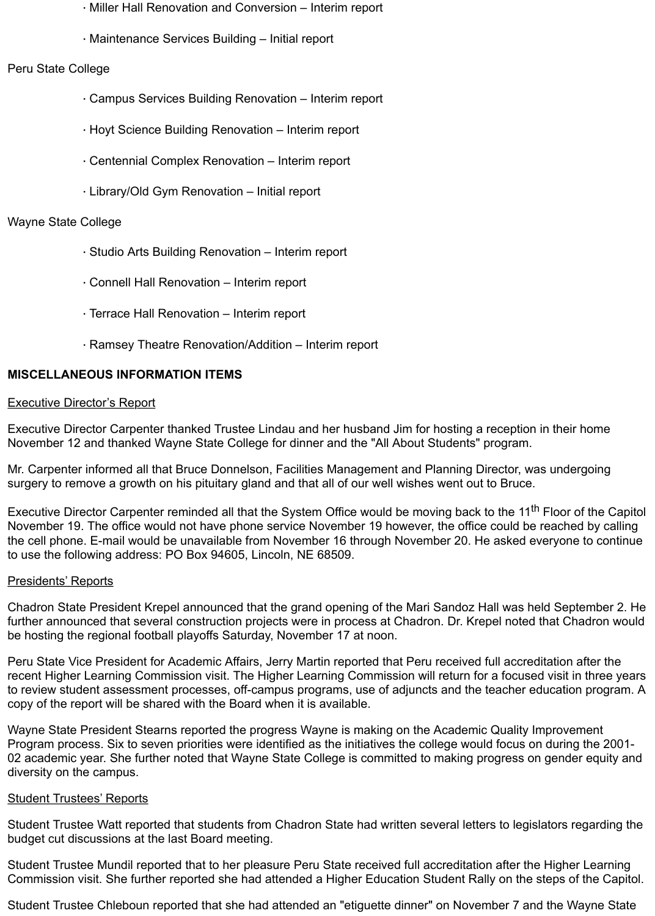· Miller Hall Renovation and Conversion – Interim report

· Maintenance Services Building – Initial report

Peru State College

· Campus Services Building Renovation – Interim report

· Hoyt Science Building Renovation – Interim report

· Centennial Complex Renovation – Interim report

· Library/Old Gym Renovation – Initial report

Wayne State College

· Studio Arts Building Renovation – Interim report

· Connell Hall Renovation – Interim report

· Terrace Hall Renovation – Interim report

· Ramsey Theatre Renovation/Addition – Interim report

**MISCELLANEOUS INFORMATION ITEMS**

Executive Director's Report

Executive Director Carpenter thanked Trustee Lindau and her husband Jim for hosting a reception in their home November 12 and thanked Wayne State College for dinner and the "All About Students" program.

Mr. Carpenter informed all that Bruce Donnelson, Facilities Management and Planning Director, was undergoing surgery to remove a growth on his pituitary gland and that all of our well wishes went out to Bruce.

Executive Director Carpenter reminded all that the System Office would be moving back to the 11th Floor of the Capitol November 19. The office would not have phone service November 19 however, the office could be reached by calling the cell phone. E-mail would be unavailable from November 16 through November 20. He asked everyone to continue to use the following address: PO Box 94605, Lincoln, NE 68509.

Presidents' Reports

Chadron State President Krepel announced that the grand opening of the Mari Sandoz Hall was held September 2. He further announced that several construction projects were in process at Chadron. Dr. Krepel noted that Chadron would be hosting the regional football playoffs Saturday, November 17 at noon.

Peru State Vice President for Academic Affairs, Jerry Martin reported that Peru received full accreditation after the recent Higher Learning Commission visit. The Higher Learning Commission will return for a focused visit in three years to review student assessment processes, off-campus programs, use of adjuncts and the teacher education program. A copy of the report will be shared with the Board when it is available.

Wayne State President Stearns reported the progress Wayne is making on the Academic Quality Improvement Program process. Six to seven priorities were identified as the initiatives the college would focus on during the 2001-02 academic year. She further noted that Wayne State College is committed to making progress on gender equity and diversity on the campus.

Student Trustees' Reports

Student Trustee Watt reported that students from Chadron State had written several letters to legislators regarding the budget cut discussions at the last Board meeting.

Student Trustee Mundil reported that to her pleasure Peru State received full accreditation after the Higher Learning Commission visit. She further reported she had attended a Higher Education Student Rally on the steps of the Capitol.

Student Trustee Chleboun reported that she had attended an "etiguette dinner" on November 7 and the Wayne State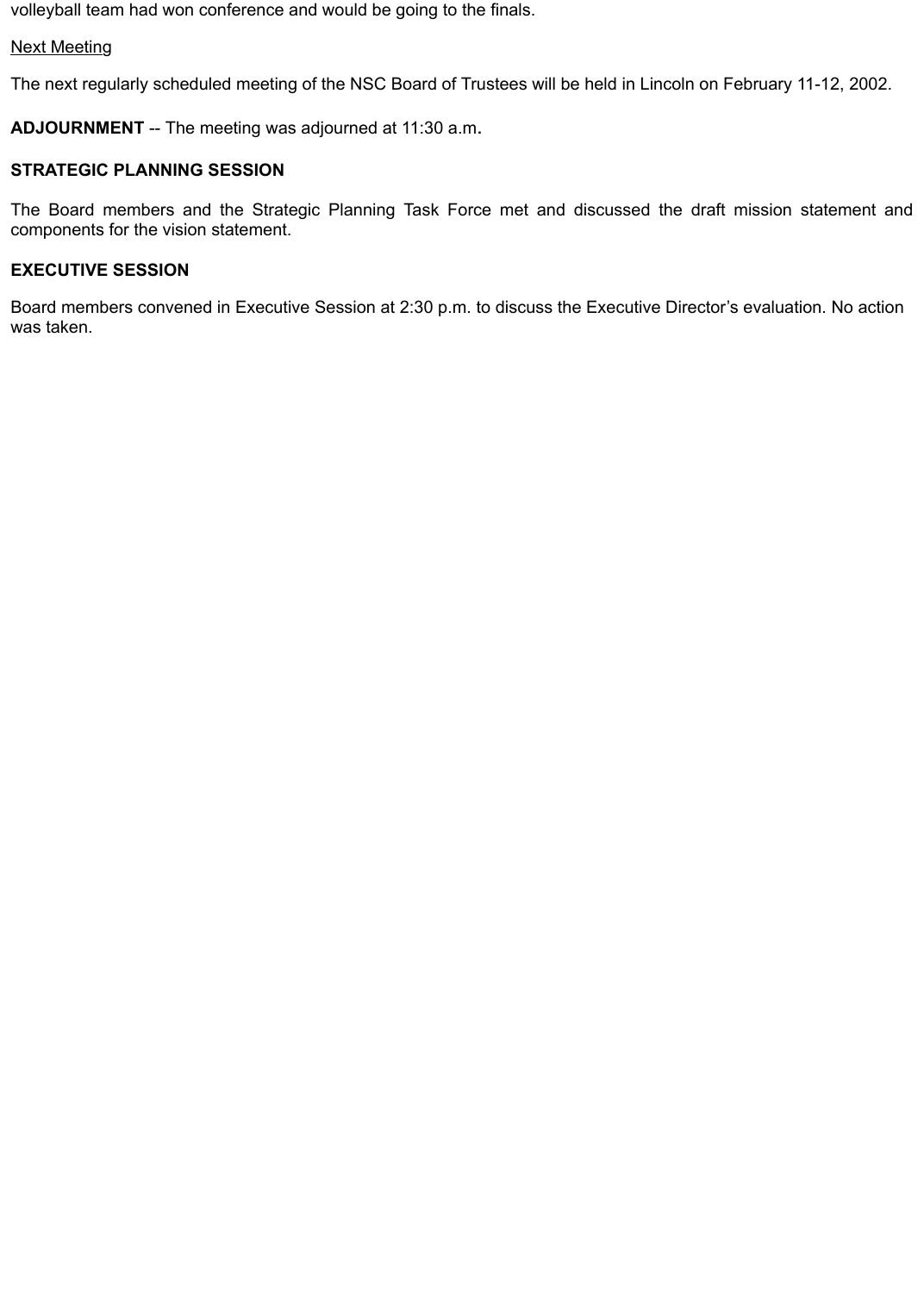volleyball team had won conference and would be going to the finals.

Next Meeting

The next regularly scheduled meeting of the NSC Board of Trustees will be held in Lincoln on February 11-12, 2002.

**ADJOURNMENT** -- The meeting was adjourned at 11:30 a.m.

**STRATEGIC PLANNING SESSION**

The Board members and the Strategic Planning Task Force met and discussed the draft mission statement and components for the vision statement.

**EXECUTIVE SESSION**

Board members convened in Executive Session at 2:30 p.m. to discuss the Executive Director's evaluation. No action was taken.